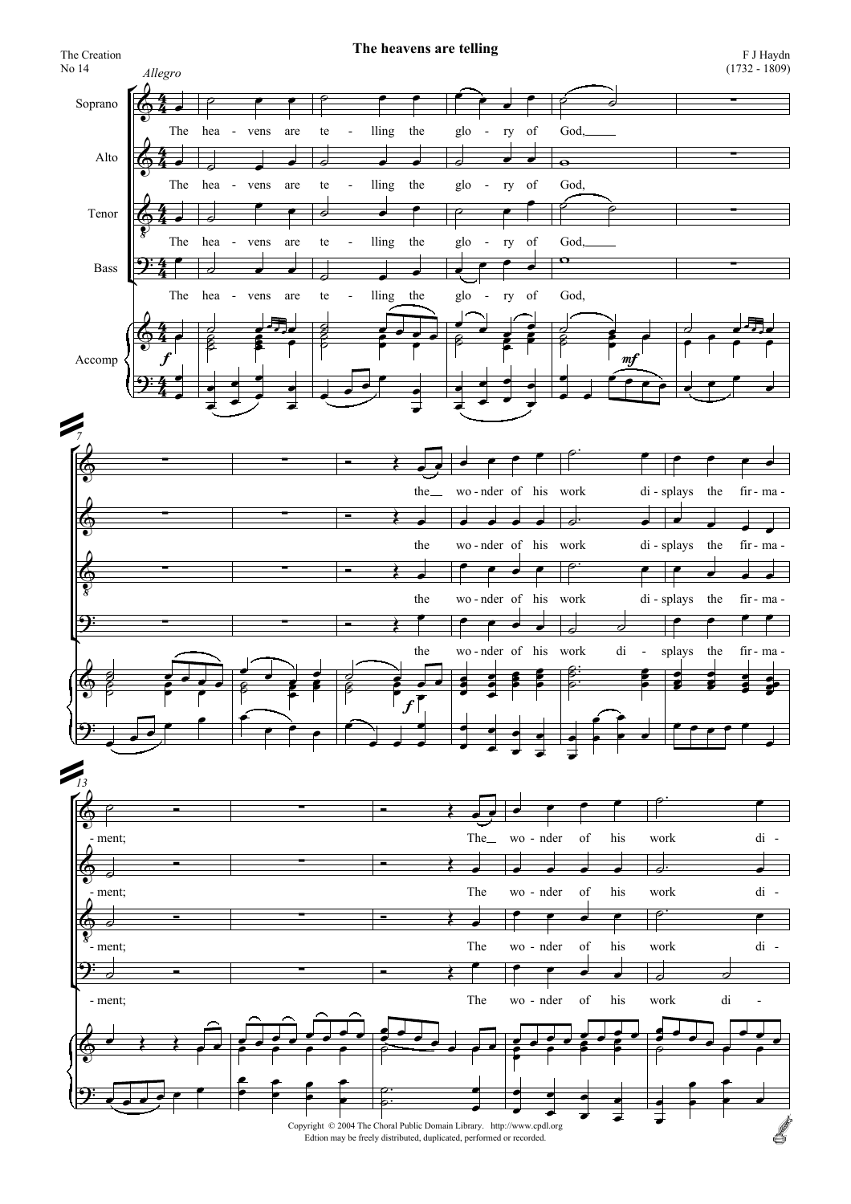The Creation
No 14

# The heavens are telling

F J Haydn
(1732 - 1809)

*Allegro*

Soprano: The hea - vens are te - lling the glo - ry of God,

Alto: The hea - vens are te - lling the glo - ry of God,

Tenor: The hea - vens are te - lling the glo - ry of God,

Bass: The hea - vens are te - lling the glo - ry of God,

Accomp

Soprano: the wo - nder of his work di - splays the fir - ma - ment;

Alto: the wo - nder of his work di - splays the fir - ma - ment;

Tenor: the wo - nder of his work di - splays the fir - ma - ment;

Bass: the wo - nder of his work di - splays the fir - ma - ment;

Soprano: The wo - nder of his work di -

Alto: The wo - nder of his work di -

Tenor: The wo - nder of his work di -

Bass: The wo - nder of his work di -

Copyright © 2004 The Choral Public Domain Library. http://www.cpdl.org
Edtion may be freely distributed, duplicated, performed or recorded.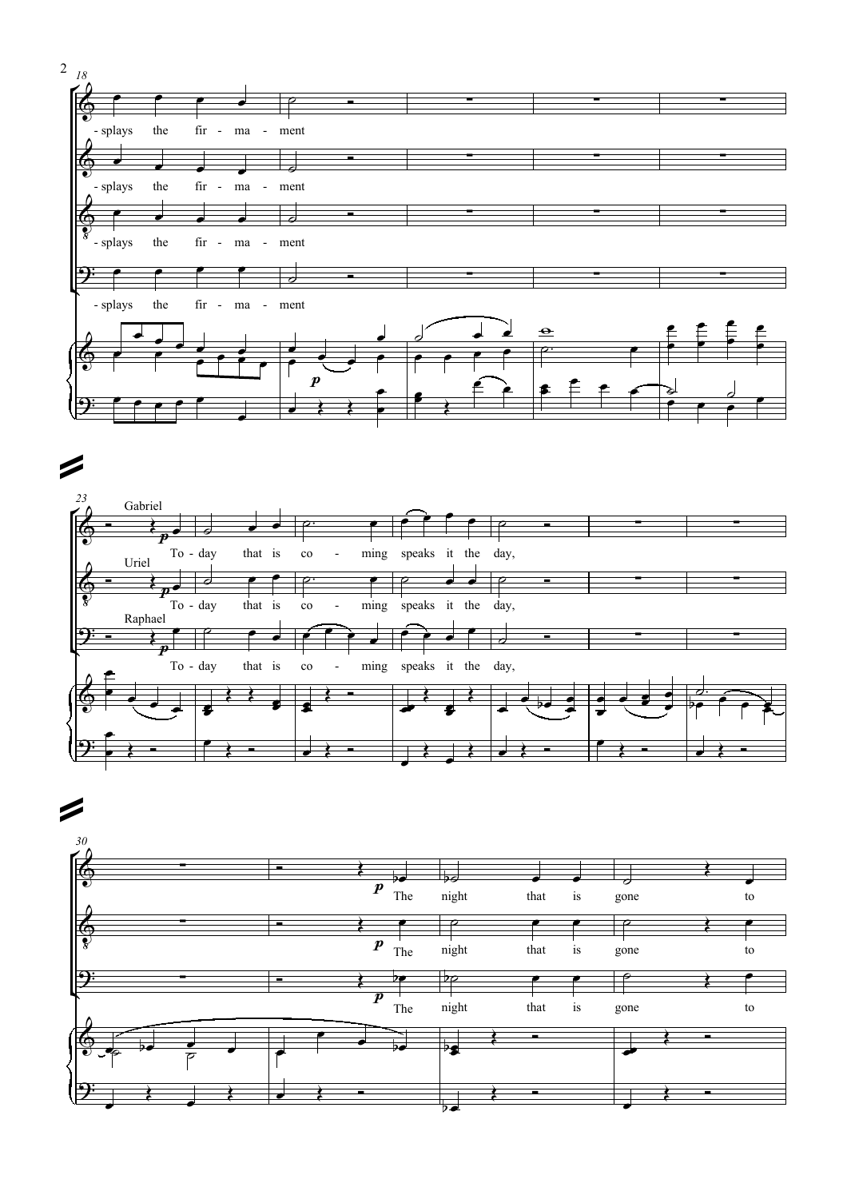18

-splays the fir - ma - ment

-splays the fir - ma - ment

-splays the fir - ma - ment

-splays the fir - ma - ment

*p*

23

Gabriel

*p* To - day that is co - ming speaks it the day,

Uriel

*p* To - day that is co - ming speaks it the day,

Raphael

*p* To - day that is co - ming speaks it the day,

30

*p* The night that is gone to

*p* The night that is gone to

*p* The night that is gone to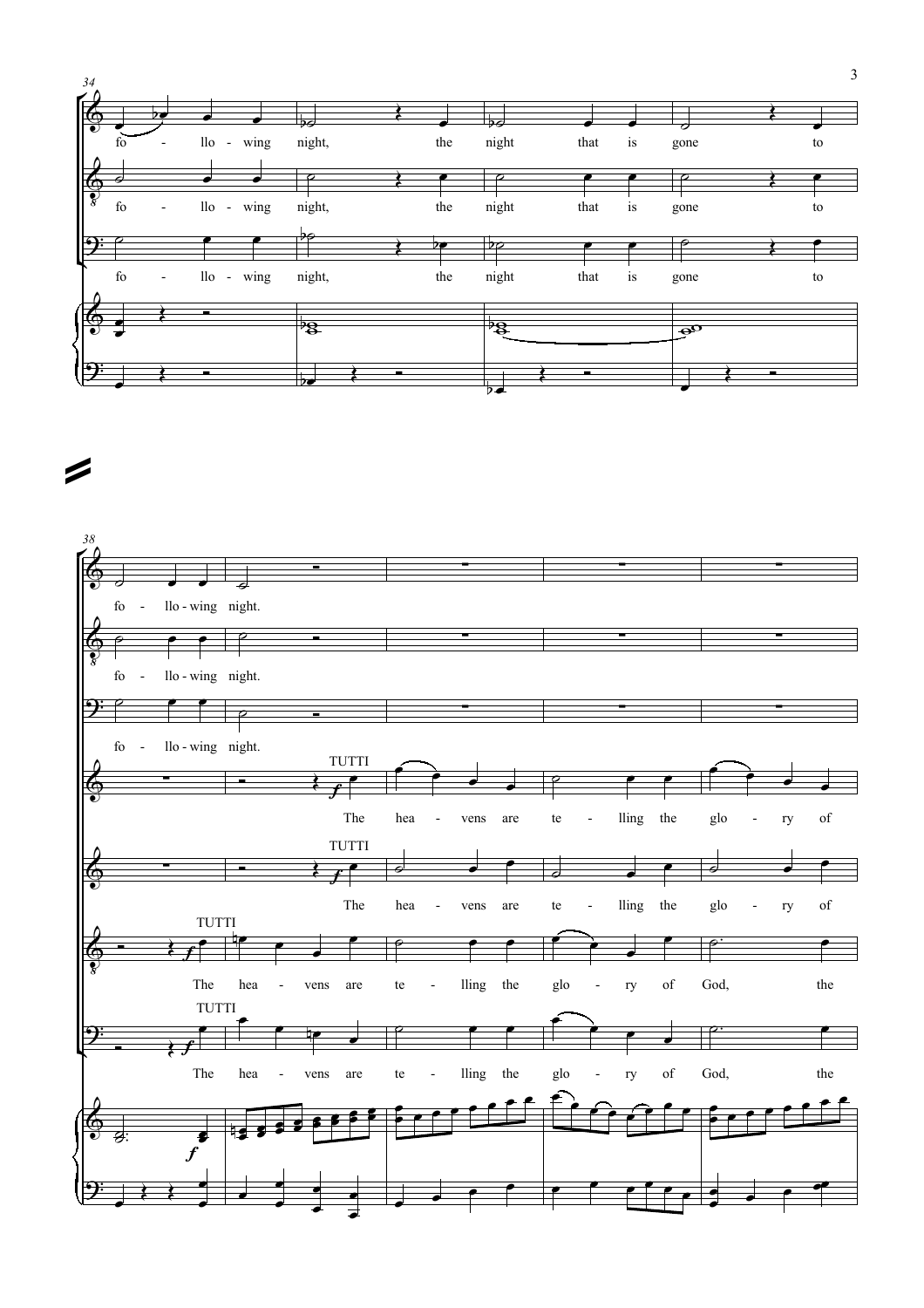fo - llo - wing night, the night that is gone to

fo - llo - wing night, the night that is gone to

fo - llo - wing night, the night that is gone to

fo - llo - wing night.

fo - llo - wing night.

fo - llo - wing night.

TUTTI

The hea - vens are te - lling the glo - ry of

TUTTI

The hea - vens are te - lling the glo - ry of

TUTTI

The hea - vens are te - lling the glo - ry of God, the

TUTTI

The hea - vens are te - lling the glo - ry of God, the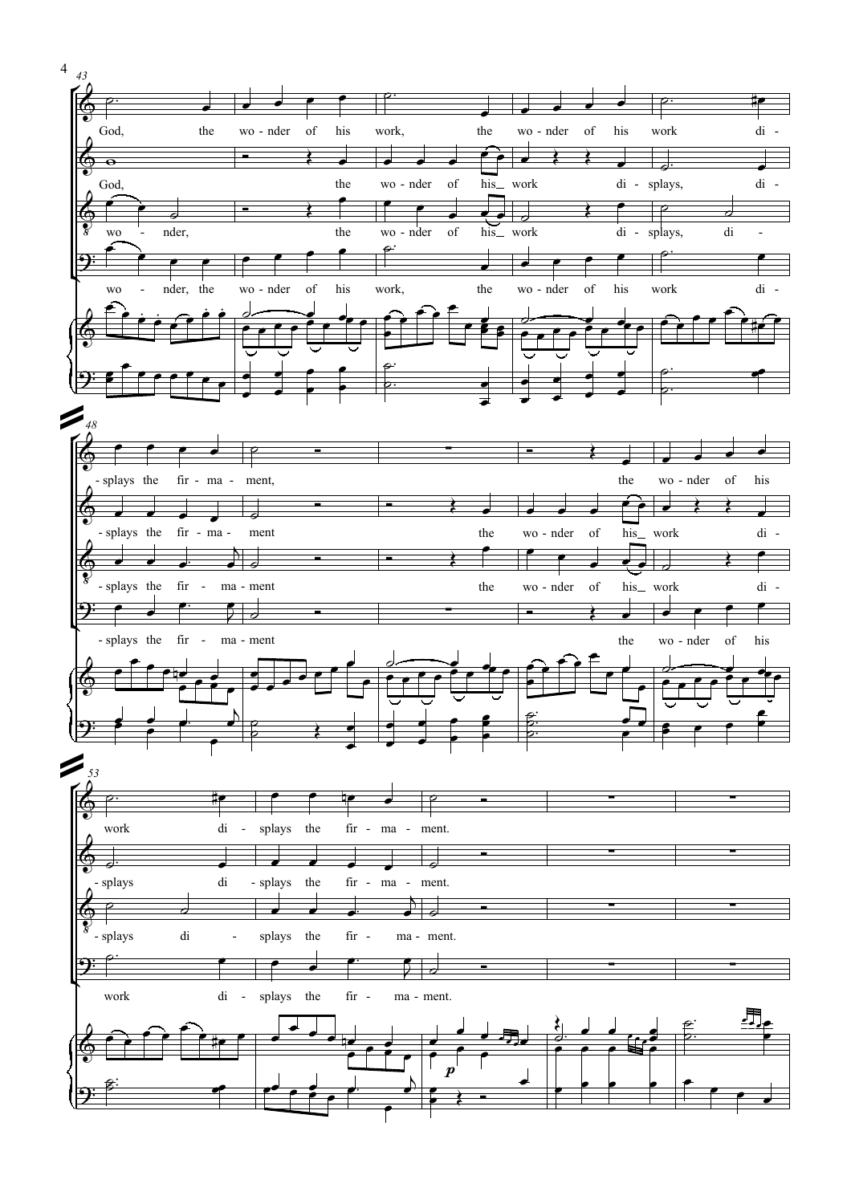43

God, the wo - nder of his work, the wo - nder of his work di -

God, the wo - nder of his_ work di - splays, di -

wo - nder, the wo - nder of his_ work di - splays, di -

wo - nder, the wo - nder of his work, the wo - nder of his work di -

48

- splays the fir - ma - ment, the wo - nder of his

- splays the fir - ma - ment the wo - nder of his_ work di -

- splays the fir - ma - ment the wo - nder of his_ work di -

- splays the fir - ma - ment the wo - nder of his

53

work di - splays the fir - ma - ment.

- splays di - splays the fir - ma - ment.

- splays di - splays the fir - ma - ment.

work di - splays the fir - ma - ment.

*p*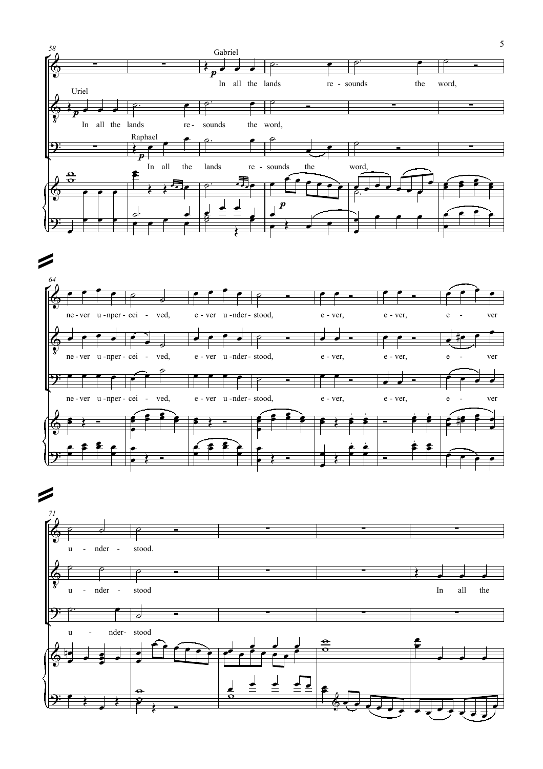Gabriel

In all the lands re - sounds the word,

Uriel

In all the lands re - sounds the word,

Raphael

In all the lands re - sounds the word,

ne - ver u - nper - cei - ved, e - ver u - nder - stood, e - ver, e - ver, e - ver

ne - ver u - nper - cei - ved, e - ver u - nder - stood, e - ver, e - ver, e - ver

ne - ver u - nper - cei - ved, e - ver u - nder - stood, e - ver, e - ver, e - ver

u - nder - stood.

u - nder - stood In all the

u - nder- stood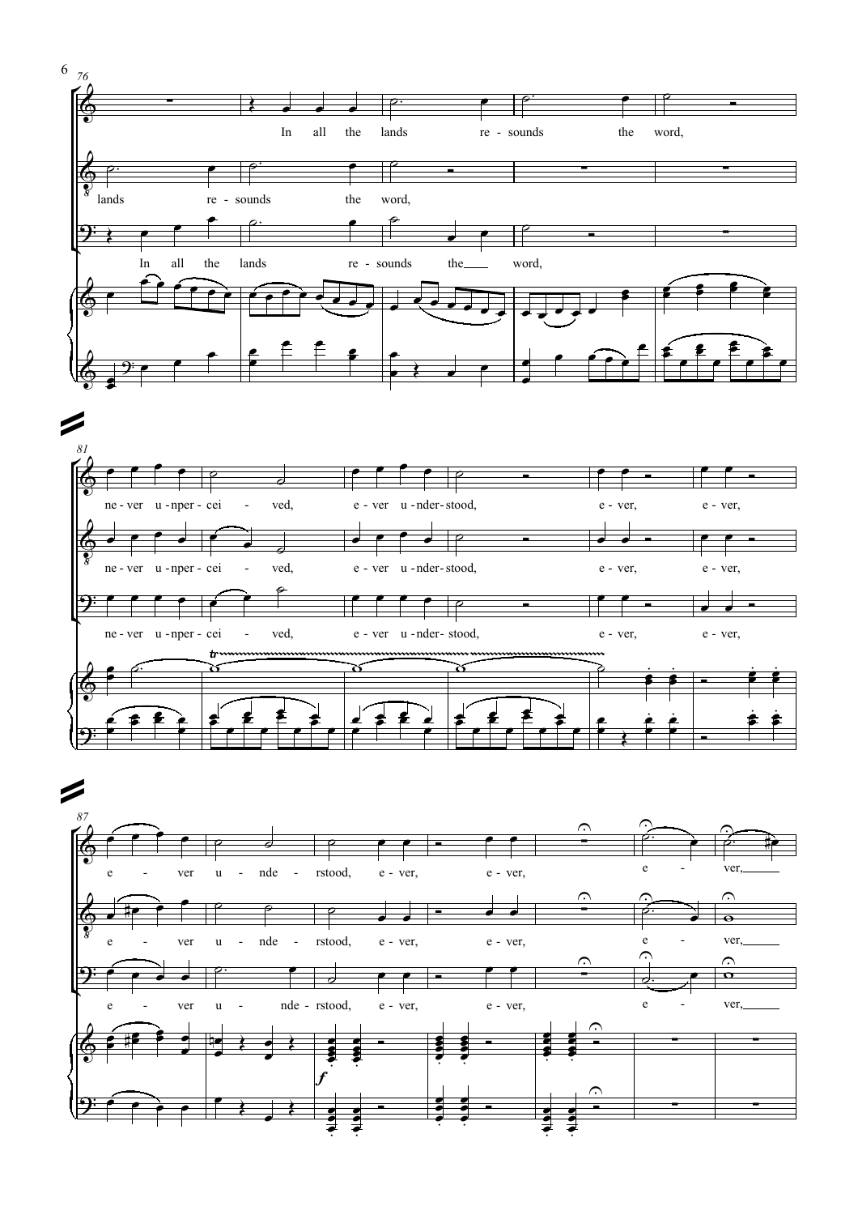76

In all the lands re - sounds the word,

lands re - sounds the word,

In all the lands re - sounds the word,

81

ne - ver u - nper - cei - ved, e - ver u - nder - stood, e - ver, e - ver,

ne - ver u - nper - cei - ved, e - ver u - nder - stood, e - ver, e - ver,

ne - ver u - nper - cei - ved, e - ver u - nder - stood, e - ver, e - ver,

87

e - ver u - nde - rstood, e - ver, e - ver, e - ver,

e - ver u - nde - rstood, e - ver, e - ver, e - ver,

e - ver u - nde - rstood, e - ver, e - ver, e - ver,

*f*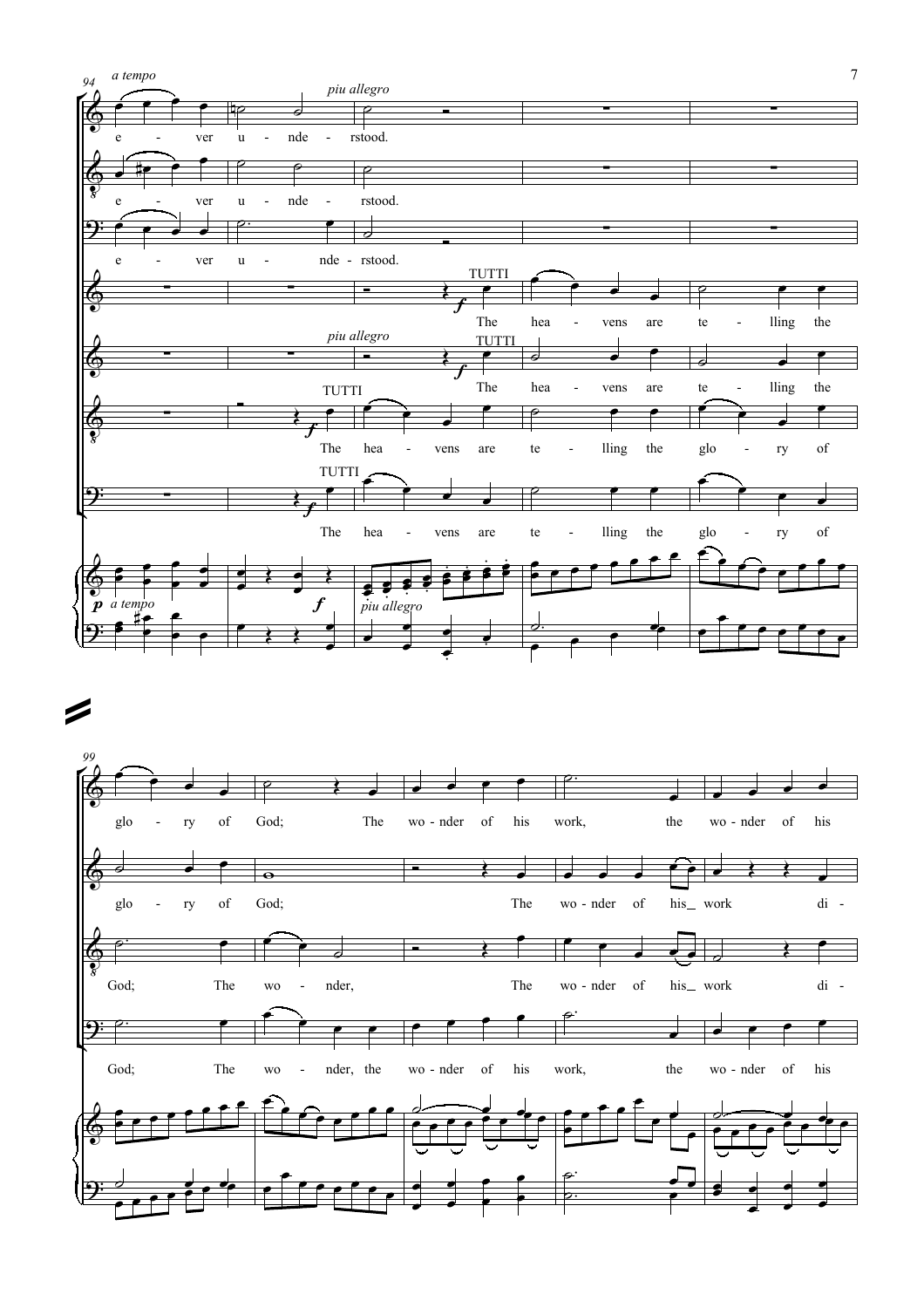*a tempo* *piu allegro*

e - ver u - nde - rstood.

e - ver u - nde - rstood.

e - ver u - nde - rstood.

TUTTI The hea - vens are te - lling the

*piu allegro* TUTTI The hea - vens are te - lling the

TUTTI The hea - vens are te - lling the glo - ry of

TUTTI The hea - vens are te - lling the glo - ry of

*p a tempo* *f* *piu allegro*

glo - ry of God; The wo - nder of his work, the wo - nder of his

glo - ry of God; The wo - nder of his_ work di -

God; The wo - nder, The wo - nder of his_ work di -

God; The wo - nder, the wo - nder of his work, the wo - nder of his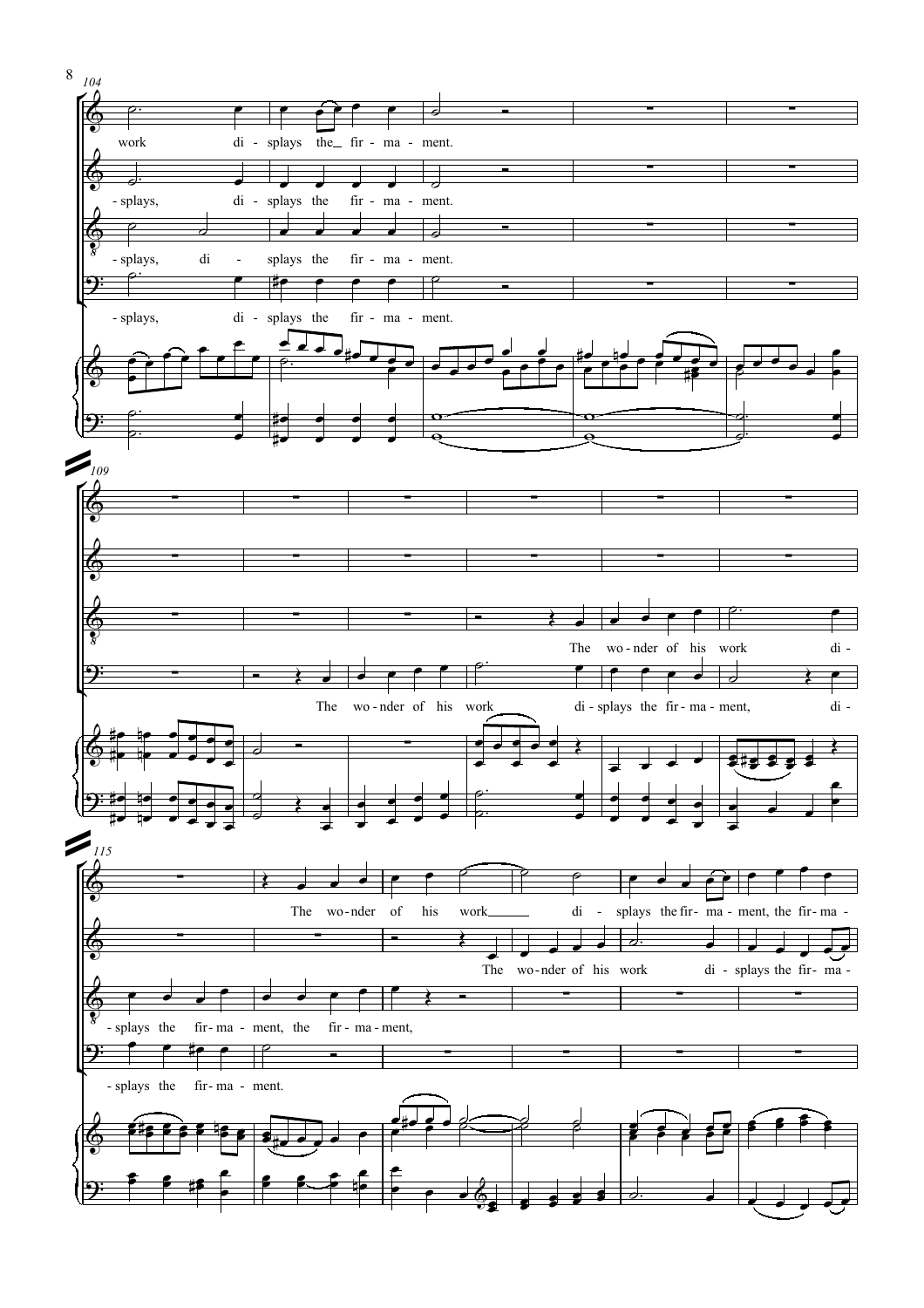104

work di - splays the fir - ma - ment.

- splays, di - splays the fir - ma - ment.

- splays, di - splays the fir - ma - ment.

- splays, di - splays the fir - ma - ment.

109

The wo - nder of his work di -

The wo - nder of his work di - splays the fir - ma - ment, di -

115

The wo - nder of his work di - splays the fir - ma - ment, the fir - ma -

The wo - nder of his work di - splays the fir - ma -

- splays the fir - ma - ment, the fir - ma - ment,

- splays the fir - ma - ment.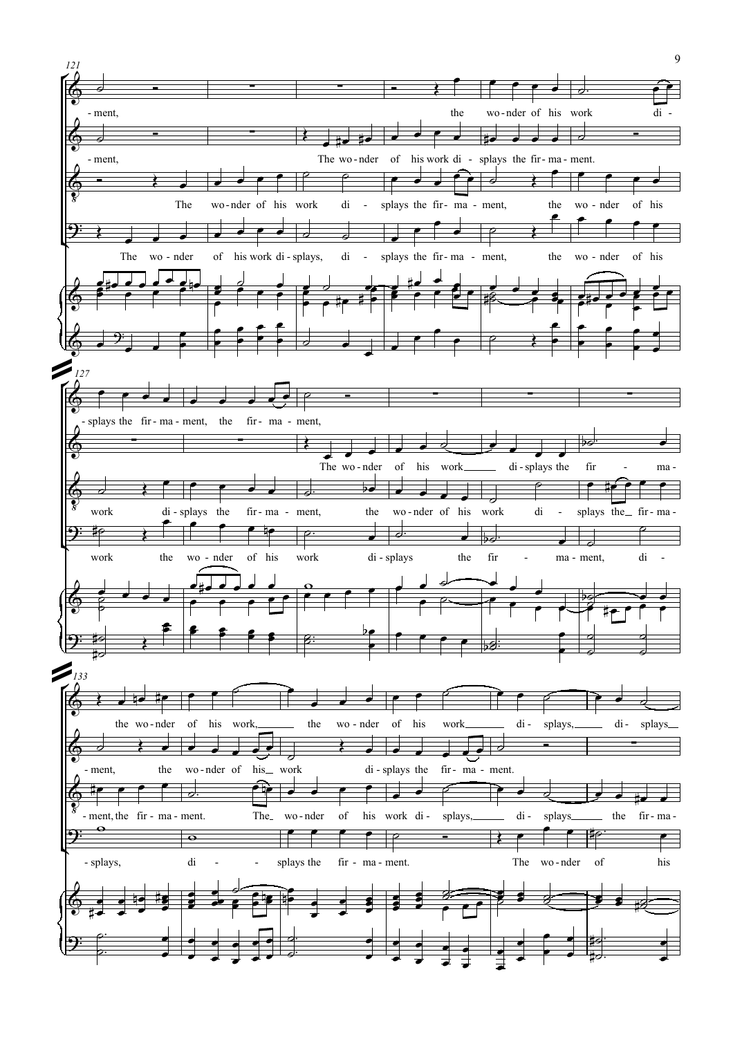121

- ment, the wo - nder of his work di -

- ment, The wo - nder of his work di - splays the fir - ma - ment.

The wo - nder of his work di - splays the fir - ma - ment, the wo - nder of his

The wo - nder of his work di - splays, di - splays the fir - ma - ment, the wo - nder of his

127

- splays the fir - ma - ment, the fir - ma - ment,

The wo - nder of his work di - splays the fir - ma -

work di - splays the fir - ma - ment, the wo - nder of his work di - splays the fir - ma -

work the wo - nder of his work di - splays the fir - ma - ment, di -

133

the wo - nder of his work, the wo - nder of his work di - splays, di - splays

- ment, the wo - nder of his work di - splays the fir - ma - ment.

- ment, the fir - ma - ment. The wo - nder of his work di - splays, di - splays the fir - ma -

- splays, di - splays the fir - ma - ment. The wo - nder of his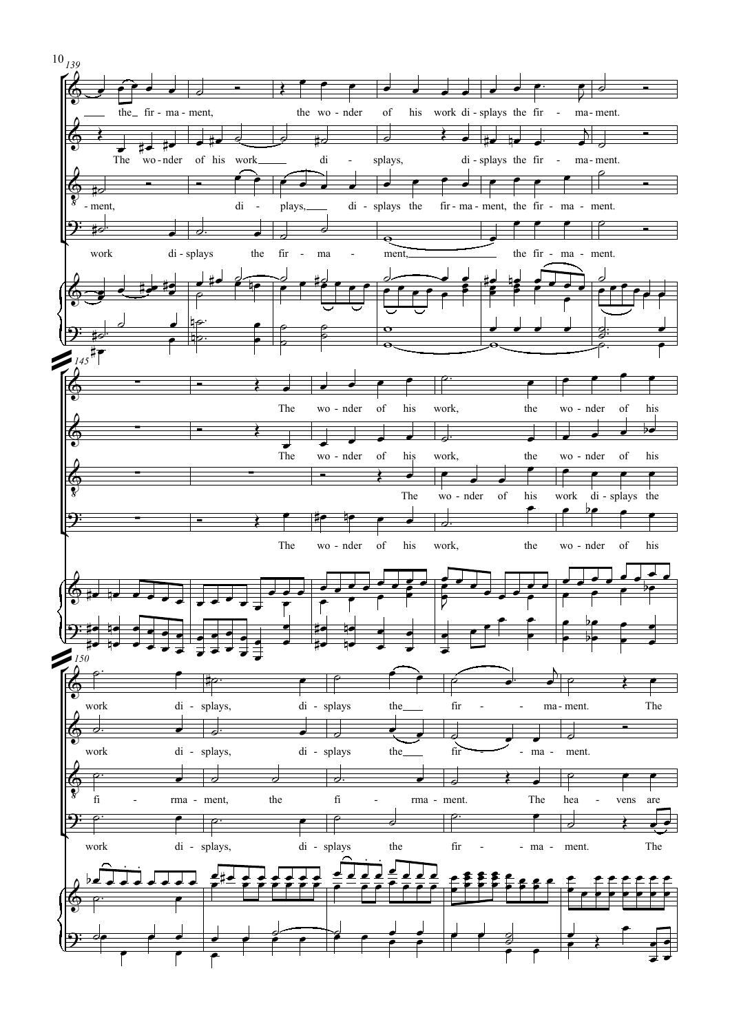139

the fir - ma - ment, the wo - nder of his work di - splays the fir - ma - ment.

The wo - nder of his work di - splays, di - splays the fir - ma - ment.

- ment, di - plays, di - splays the fir - ma - ment, the fir - ma - ment.

work di - splays the fir - ma - ment, the fir - ma - ment.

145

The wo - nder of his work, the wo - nder of his

The wo - nder of his work, the wo - nder of his

The wo - nder of his work di - splays the

The wo - nder of his work, the wo - nder of his

150

work di - splays, di - splays the fir - ma - ment. The

work di - splays, di - splays the fir - ma - ment.

fi - rma - ment, the fi - rma - ment. The hea - vens are

work di - splays, di - splays the fir - ma - ment. The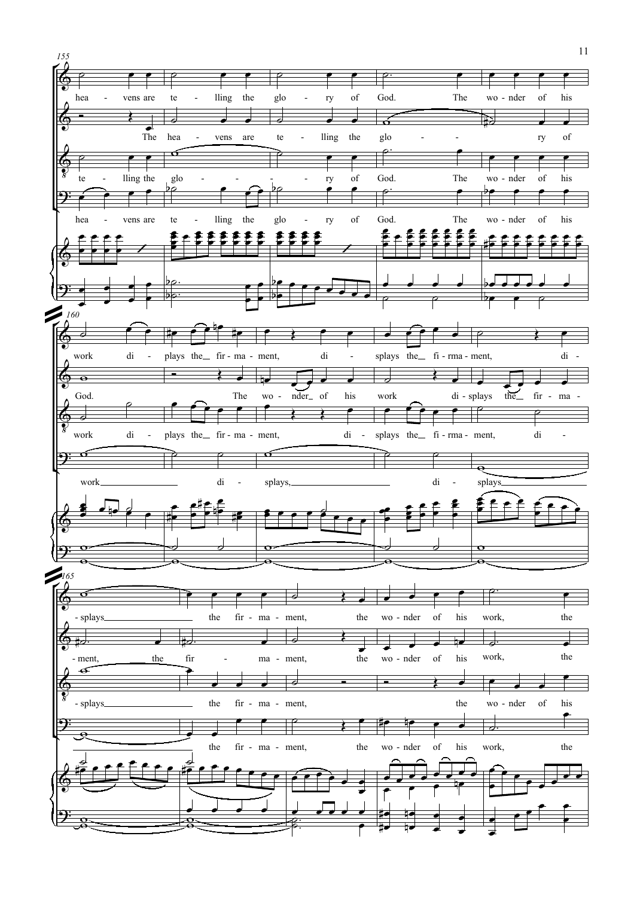155

hea - vens are te - lling the glo - ry of God. The wo - nder of his

The hea - vens are te - lling the glo - - ry of

te - lling the glo - - - - - ry of God. The wo - nder of his

hea - vens are te - lling the glo - ry of God. The wo - nder of his

160

work di - plays the fir - ma - ment, di - splays the fi - rma - ment, di -

God. The wo - nder of his work di - splays the fir - ma -

work di - plays the fir - ma - ment, di - splays the fi - rma - ment, di -

work di - splays, di - splays

165

- splays the fir - ma - ment, the wo - nder of his work, the

- ment, the fir - ma - ment, the wo - nder of his work, the

- splays the fir - ma - ment, the wo - nder of his

the fir - ma - ment, the wo - nder of his work, the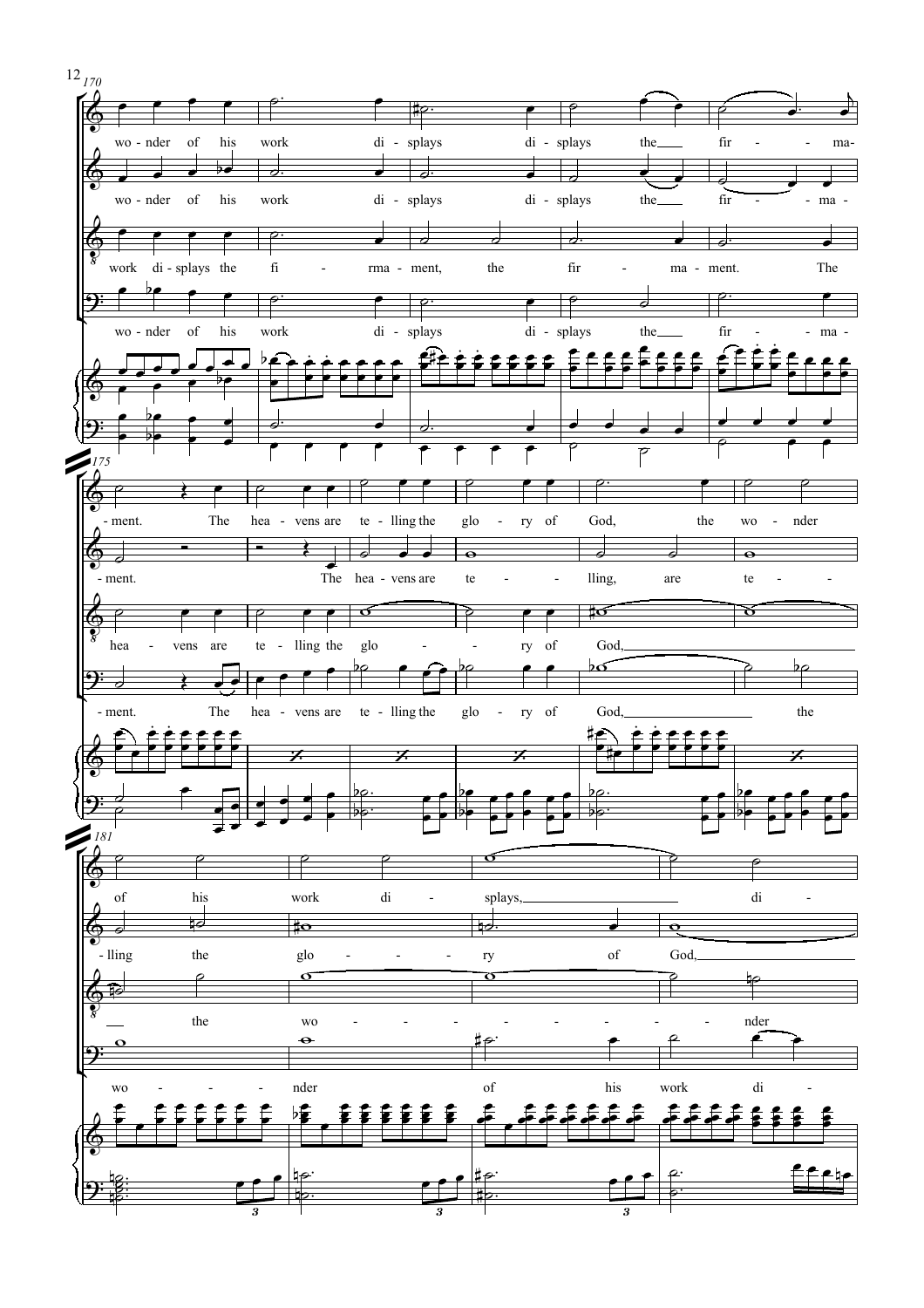170

wo - nder of his work di - splays di - splays the fir - - ma-

wo - nder of his work di - splays di - splays the fir - - ma -

work di - splays the fi - rma - ment, the fir - ma - ment. The

wo - nder of his work di - splays di - splays the fir - - ma -

175

- ment. The hea - vens are te - lling the glo - ry of God, the wo - nder

- ment. The hea - vens are te - - lling, are te - -

hea - vens are te - lling the glo - - ry of God,

- ment. The hea - vens are te - lling the glo - ry of God, the

181

of his work di - splays, di -

- lling the glo - - - ry of God,

the wo - - - - - - - - nder

wo - - - nder of his work di -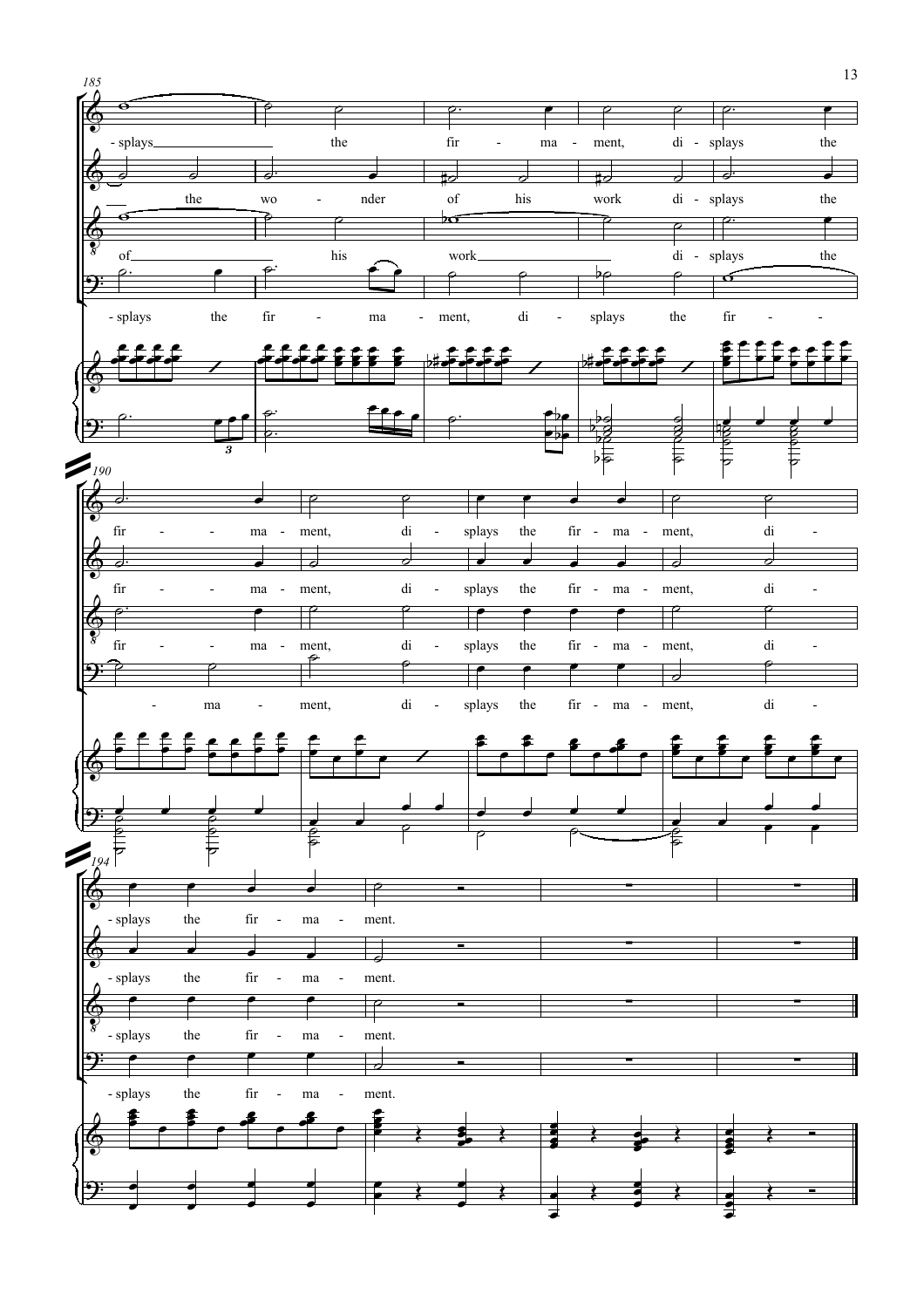185

- splays the fir - ma - ment, di - splays the

the wo - nder of his work di - splays the

of his work di - splays the

- splays the fir - ma - ment, di - splays the fir - -

190

fir - - ma - ment, di - splays the fir - ma - ment, di -

fir - - ma - ment, di - splays the fir - ma - ment, di -

fir - - ma - ment, di - splays the fir - ma - ment, di -

- ma - ment, di - splays the fir - ma - ment, di -

194

- splays the fir - ma - ment.

- splays the fir - ma - ment.

- splays the fir - ma - ment.

- splays the fir - ma - ment.